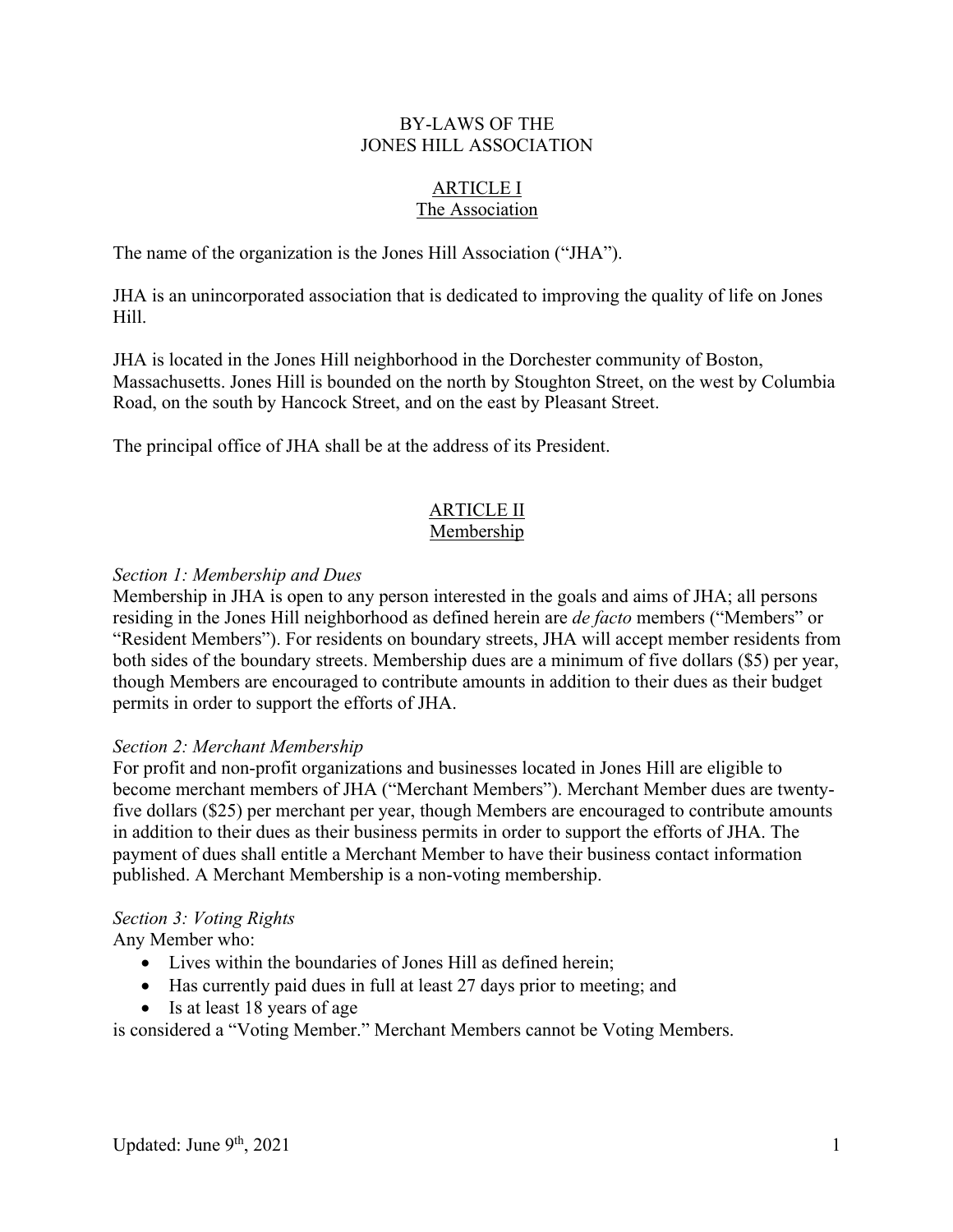# BY-LAWS OF THE JONES HILL ASSOCIATION

## ARTICLE I
## The Association

The name of the organization is the Jones Hill Association ("JHA").

JHA is an unincorporated association that is dedicated to improving the quality of life on Jones Hill.

JHA is located in the Jones Hill neighborhood in the Dorchester community of Boston, Massachusetts. Jones Hill is bounded on the north by Stoughton Street, on the west by Columbia Road, on the south by Hancock Street, and on the east by Pleasant Street.

The principal office of JHA shall be at the address of its President.

## ARTICLE II
## Membership

*Section 1: Membership and Dues*
Membership in JHA is open to any person interested in the goals and aims of JHA; all persons residing in the Jones Hill neighborhood as defined herein are *de facto* members ("Members" or "Resident Members"). For residents on boundary streets, JHA will accept member residents from both sides of the boundary streets. Membership dues are a minimum of five dollars ($5) per year, though Members are encouraged to contribute amounts in addition to their dues as their budget permits in order to support the efforts of JHA.

*Section 2: Merchant Membership*
For profit and non-profit organizations and businesses located in Jones Hill are eligible to become merchant members of JHA ("Merchant Members"). Merchant Member dues are twenty-five dollars ($25) per merchant per year, though Members are encouraged to contribute amounts in addition to their dues as their business permits in order to support the efforts of JHA. The payment of dues shall entitle a Merchant Member to have their business contact information published. A Merchant Membership is a non-voting membership.

*Section 3: Voting Rights*
Any Member who:

- Lives within the boundaries of Jones Hill as defined herein;
- Has currently paid dues in full at least 27 days prior to meeting; and
- Is at least 18 years of age

is considered a "Voting Member." Merchant Members cannot be Voting Members.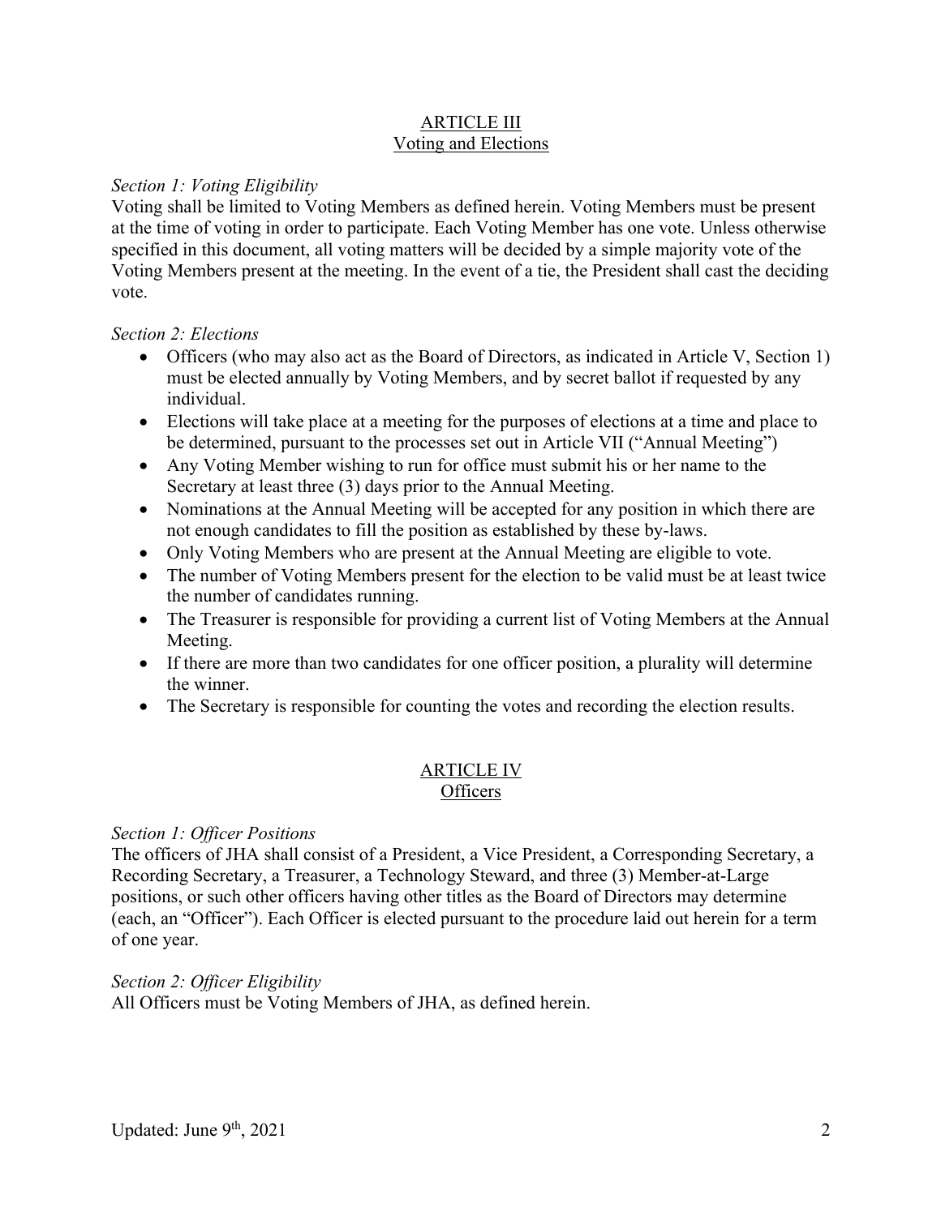## ARTICLE III
## Voting and Elections

*Section 1: Voting Eligibility*

Voting shall be limited to Voting Members as defined herein. Voting Members must be present at the time of voting in order to participate. Each Voting Member has one vote. Unless otherwise specified in this document, all voting matters will be decided by a simple majority vote of the Voting Members present at the meeting. In the event of a tie, the President shall cast the deciding vote.

*Section 2: Elections*

- Officers (who may also act as the Board of Directors, as indicated in Article V, Section 1) must be elected annually by Voting Members, and by secret ballot if requested by any individual.
- Elections will take place at a meeting for the purposes of elections at a time and place to be determined, pursuant to the processes set out in Article VII ("Annual Meeting")
- Any Voting Member wishing to run for office must submit his or her name to the Secretary at least three (3) days prior to the Annual Meeting.
- Nominations at the Annual Meeting will be accepted for any position in which there are not enough candidates to fill the position as established by these by-laws.
- Only Voting Members who are present at the Annual Meeting are eligible to vote.
- The number of Voting Members present for the election to be valid must be at least twice the number of candidates running.
- The Treasurer is responsible for providing a current list of Voting Members at the Annual Meeting.
- If there are more than two candidates for one officer position, a plurality will determine the winner.
- The Secretary is responsible for counting the votes and recording the election results.

## ARTICLE IV
## Officers

*Section 1: Officer Positions*

The officers of JHA shall consist of a President, a Vice President, a Corresponding Secretary, a Recording Secretary, a Treasurer, a Technology Steward, and three (3) Member-at-Large positions, or such other officers having other titles as the Board of Directors may determine (each, an "Officer"). Each Officer is elected pursuant to the procedure laid out herein for a term of one year.

*Section 2: Officer Eligibility*

All Officers must be Voting Members of JHA, as defined herein.

Updated: June 9th, 2021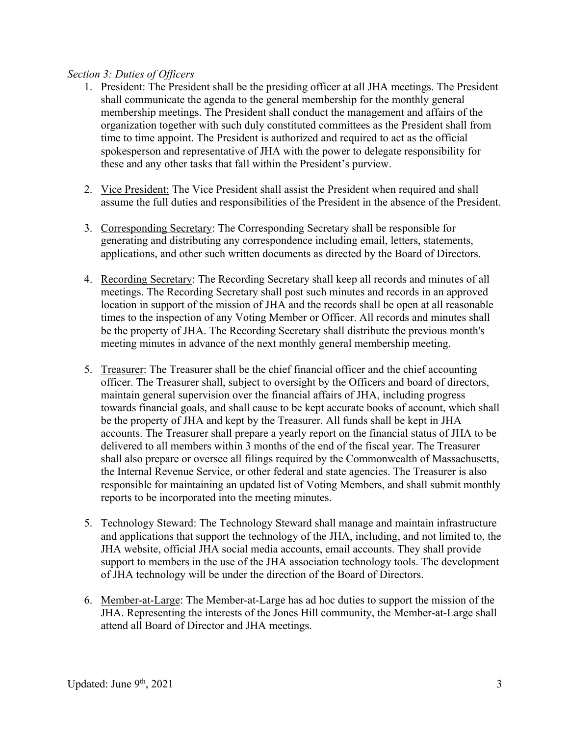*Section 3: Duties of Officers*

1. President: The President shall be the presiding officer at all JHA meetings. The President shall communicate the agenda to the general membership for the monthly general membership meetings. The President shall conduct the management and affairs of the organization together with such duly constituted committees as the President shall from time to time appoint. The President is authorized and required to act as the official spokesperson and representative of JHA with the power to delegate responsibility for these and any other tasks that fall within the President's purview.

2. Vice President: The Vice President shall assist the President when required and shall assume the full duties and responsibilities of the President in the absence of the President.

3. Corresponding Secretary: The Corresponding Secretary shall be responsible for generating and distributing any correspondence including email, letters, statements, applications, and other such written documents as directed by the Board of Directors.

4. Recording Secretary: The Recording Secretary shall keep all records and minutes of all meetings. The Recording Secretary shall post such minutes and records in an approved location in support of the mission of JHA and the records shall be open at all reasonable times to the inspection of any Voting Member or Officer. All records and minutes shall be the property of JHA. The Recording Secretary shall distribute the previous month's meeting minutes in advance of the next monthly general membership meeting.

5. Treasurer: The Treasurer shall be the chief financial officer and the chief accounting officer. The Treasurer shall, subject to oversight by the Officers and board of directors, maintain general supervision over the financial affairs of JHA, including progress towards financial goals, and shall cause to be kept accurate books of account, which shall be the property of JHA and kept by the Treasurer. All funds shall be kept in JHA accounts. The Treasurer shall prepare a yearly report on the financial status of JHA to be delivered to all members within 3 months of the end of the fiscal year. The Treasurer shall also prepare or oversee all filings required by the Commonwealth of Massachusetts, the Internal Revenue Service, or other federal and state agencies. The Treasurer is also responsible for maintaining an updated list of Voting Members, and shall submit monthly reports to be incorporated into the meeting minutes.

5. Technology Steward: The Technology Steward shall manage and maintain infrastructure and applications that support the technology of the JHA, including, and not limited to, the JHA website, official JHA social media accounts, email accounts. They shall provide support to members in the use of the JHA association technology tools. The development of JHA technology will be under the direction of the Board of Directors.

6. Member-at-Large: The Member-at-Large has ad hoc duties to support the mission of the JHA. Representing the interests of the Jones Hill community, the Member-at-Large shall attend all Board of Director and JHA meetings.

Updated: June 9th, 2021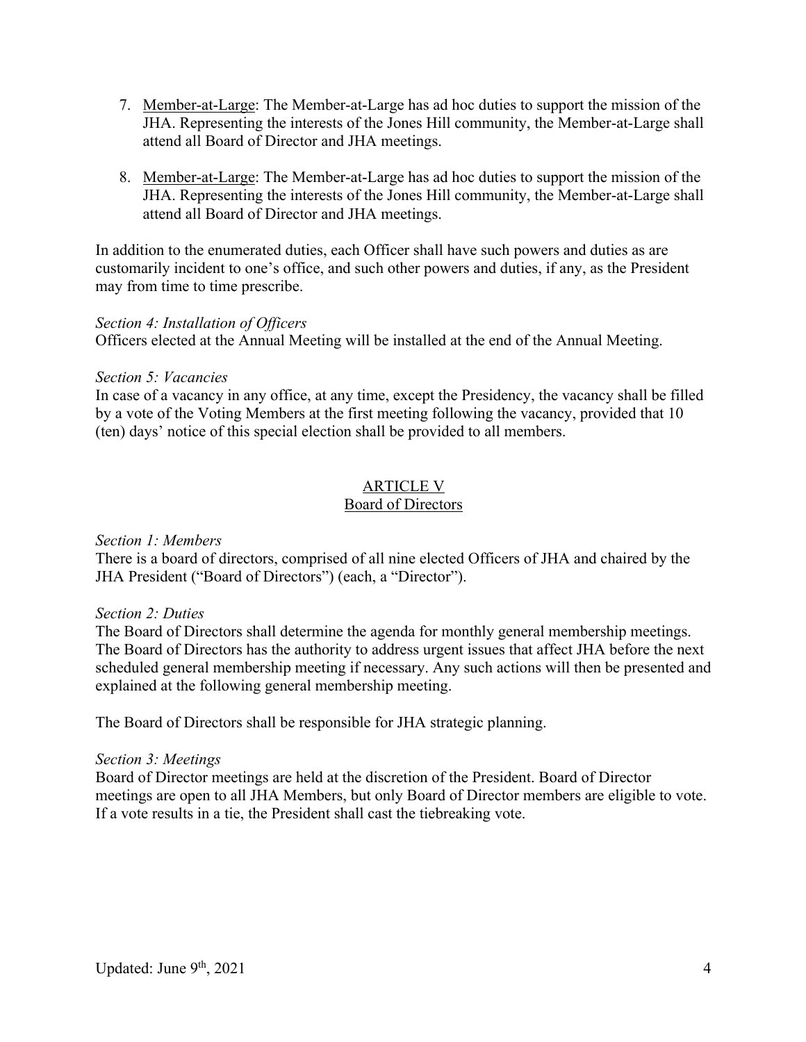7. <u>Member-at-Large</u>: The Member-at-Large has ad hoc duties to support the mission of the JHA. Representing the interests of the Jones Hill community, the Member-at-Large shall attend all Board of Director and JHA meetings.

8. <u>Member-at-Large</u>: The Member-at-Large has ad hoc duties to support the mission of the JHA. Representing the interests of the Jones Hill community, the Member-at-Large shall attend all Board of Director and JHA meetings.

In addition to the enumerated duties, each Officer shall have such powers and duties as are customarily incident to one's office, and such other powers and duties, if any, as the President may from time to time prescribe.

*Section 4: Installation of Officers*

Officers elected at the Annual Meeting will be installed at the end of the Annual Meeting.

*Section 5: Vacancies*

In case of a vacancy in any office, at any time, except the Presidency, the vacancy shall be filled by a vote of the Voting Members at the first meeting following the vacancy, provided that 10 (ten) days' notice of this special election shall be provided to all members.

## ARTICLE V
## Board of Directors

*Section 1: Members*

There is a board of directors, comprised of all nine elected Officers of JHA and chaired by the JHA President ("Board of Directors") (each, a "Director").

*Section 2: Duties*

The Board of Directors shall determine the agenda for monthly general membership meetings. The Board of Directors has the authority to address urgent issues that affect JHA before the next scheduled general membership meeting if necessary. Any such actions will then be presented and explained at the following general membership meeting.

The Board of Directors shall be responsible for JHA strategic planning.

*Section 3: Meetings*

Board of Director meetings are held at the discretion of the President. Board of Director meetings are open to all JHA Members, but only Board of Director members are eligible to vote. If a vote results in a tie, the President shall cast the tiebreaking vote.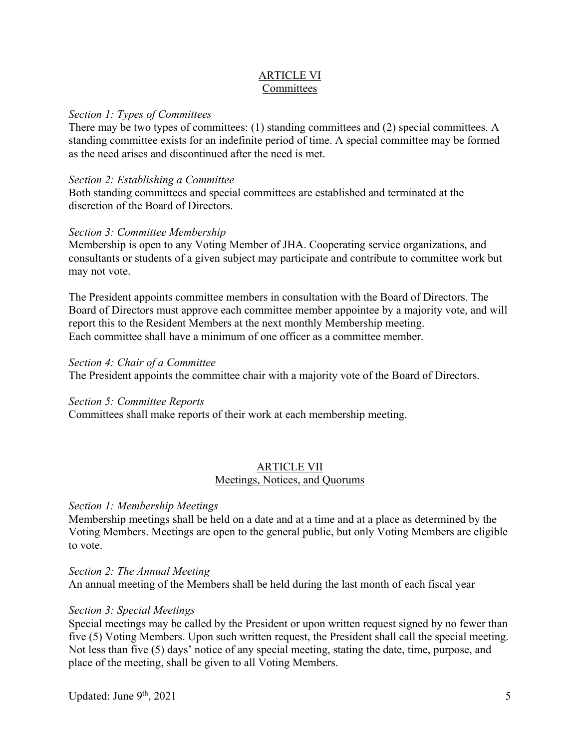## ARTICLE VI
## Committees

*Section 1: Types of Committees*

There may be two types of committees: (1) standing committees and (2) special committees. A standing committee exists for an indefinite period of time. A special committee may be formed as the need arises and discontinued after the need is met.

*Section 2: Establishing a Committee*

Both standing committees and special committees are established and terminated at the discretion of the Board of Directors.

*Section 3: Committee Membership*

Membership is open to any Voting Member of JHA. Cooperating service organizations, and consultants or students of a given subject may participate and contribute to committee work but may not vote.

The President appoints committee members in consultation with the Board of Directors. The Board of Directors must approve each committee member appointee by a majority vote, and will report this to the Resident Members at the next monthly Membership meeting.
Each committee shall have a minimum of one officer as a committee member.

*Section 4: Chair of a Committee*

The President appoints the committee chair with a majority vote of the Board of Directors.

*Section 5: Committee Reports*

Committees shall make reports of their work at each membership meeting.

## ARTICLE VII
## Meetings, Notices, and Quorums

*Section 1: Membership Meetings*

Membership meetings shall be held on a date and at a time and at a place as determined by the Voting Members. Meetings are open to the general public, but only Voting Members are eligible to vote.

*Section 2: The Annual Meeting*

An annual meeting of the Members shall be held during the last month of each fiscal year

*Section 3: Special Meetings*

Special meetings may be called by the President or upon written request signed by no fewer than five (5) Voting Members. Upon such written request, the President shall call the special meeting. Not less than five (5) days' notice of any special meeting, stating the date, time, purpose, and place of the meeting, shall be given to all Voting Members.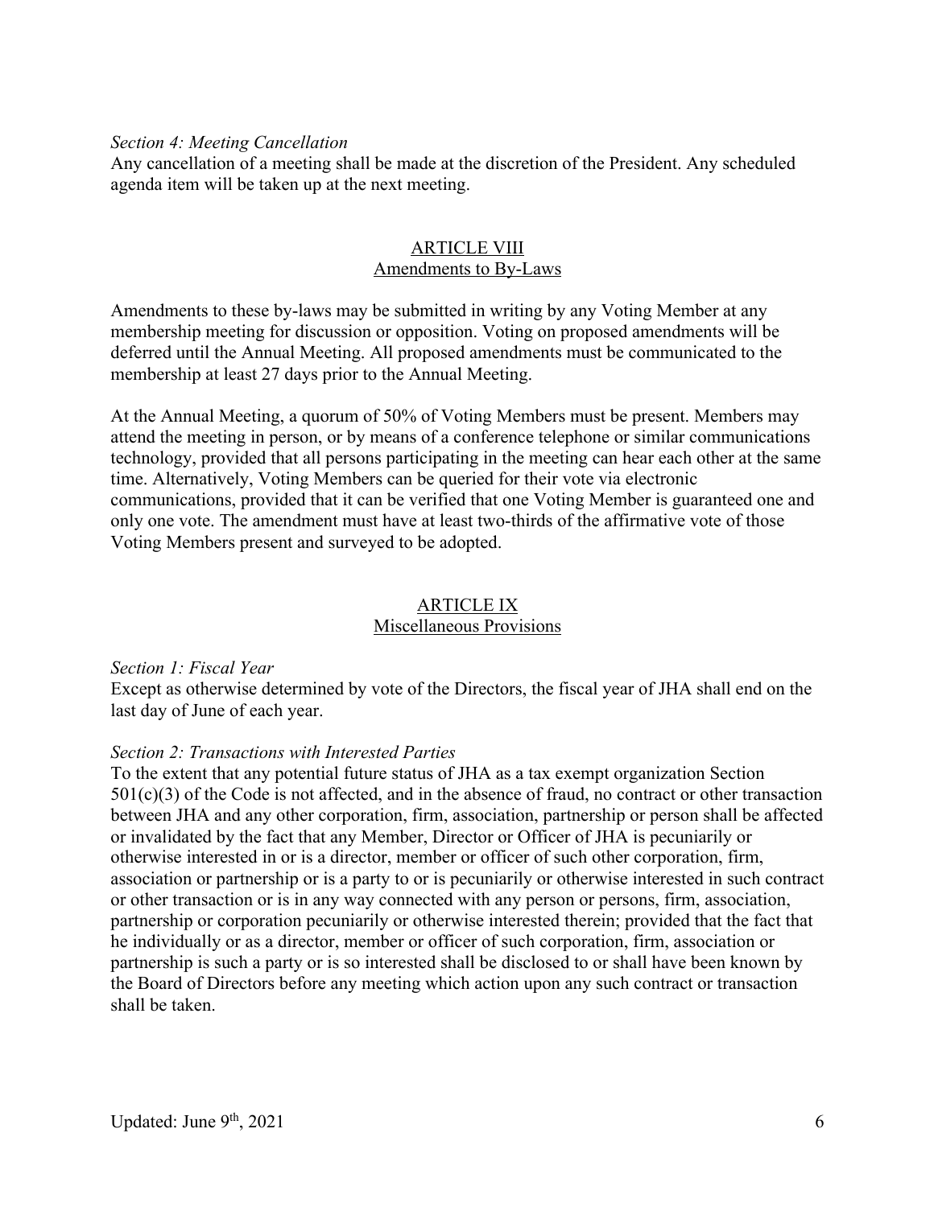*Section 4: Meeting Cancellation*

Any cancellation of a meeting shall be made at the discretion of the President. Any scheduled agenda item will be taken up at the next meeting.

## ARTICLE VIII
## Amendments to By-Laws

Amendments to these by-laws may be submitted in writing by any Voting Member at any membership meeting for discussion or opposition. Voting on proposed amendments will be deferred until the Annual Meeting. All proposed amendments must be communicated to the membership at least 27 days prior to the Annual Meeting.

At the Annual Meeting, a quorum of 50% of Voting Members must be present. Members may attend the meeting in person, or by means of a conference telephone or similar communications technology, provided that all persons participating in the meeting can hear each other at the same time. Alternatively, Voting Members can be queried for their vote via electronic communications, provided that it can be verified that one Voting Member is guaranteed one and only one vote. The amendment must have at least two-thirds of the affirmative vote of those Voting Members present and surveyed to be adopted.

## ARTICLE IX
## Miscellaneous Provisions

*Section 1: Fiscal Year*

Except as otherwise determined by vote of the Directors, the fiscal year of JHA shall end on the last day of June of each year.

*Section 2: Transactions with Interested Parties*

To the extent that any potential future status of JHA as a tax exempt organization Section 501(c)(3) of the Code is not affected, and in the absence of fraud, no contract or other transaction between JHA and any other corporation, firm, association, partnership or person shall be affected or invalidated by the fact that any Member, Director or Officer of JHA is pecuniarily or otherwise interested in or is a director, member or officer of such other corporation, firm, association or partnership or is a party to or is pecuniarily or otherwise interested in such contract or other transaction or is in any way connected with any person or persons, firm, association, partnership or corporation pecuniarily or otherwise interested therein; provided that the fact that he individually or as a director, member or officer of such corporation, firm, association or partnership is such a party or is so interested shall be disclosed to or shall have been known by the Board of Directors before any meeting which action upon any such contract or transaction shall be taken.

Updated: June 9th, 2021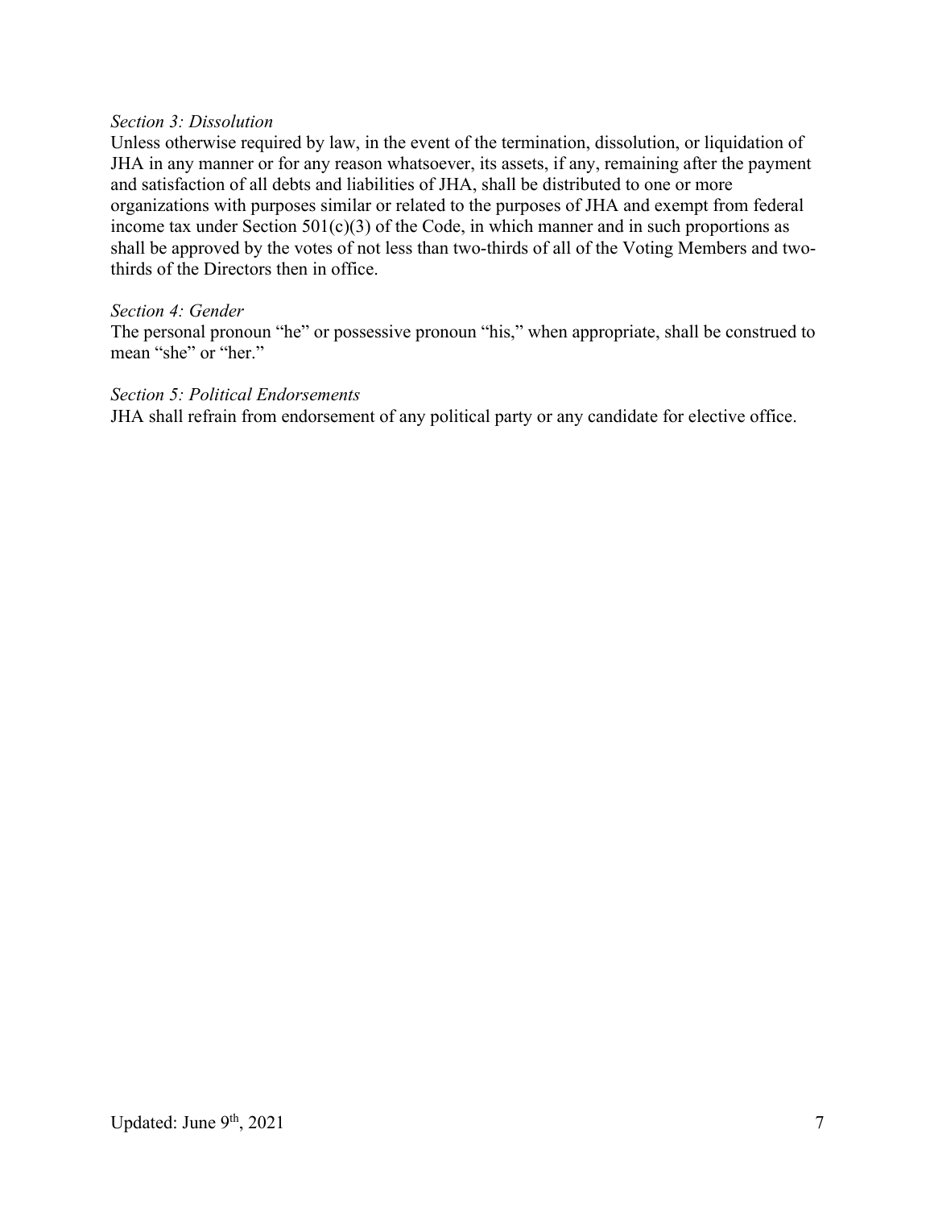*Section 3: Dissolution*

Unless otherwise required by law, in the event of the termination, dissolution, or liquidation of JHA in any manner or for any reason whatsoever, its assets, if any, remaining after the payment and satisfaction of all debts and liabilities of JHA, shall be distributed to one or more organizations with purposes similar or related to the purposes of JHA and exempt from federal income tax under Section 501(c)(3) of the Code, in which manner and in such proportions as shall be approved by the votes of not less than two-thirds of all of the Voting Members and two-thirds of the Directors then in office.

*Section 4: Gender*

The personal pronoun "he" or possessive pronoun "his," when appropriate, shall be construed to mean "she" or "her."

*Section 5: Political Endorsements*

JHA shall refrain from endorsement of any political party or any candidate for elective office.

Updated: June 9th, 2021